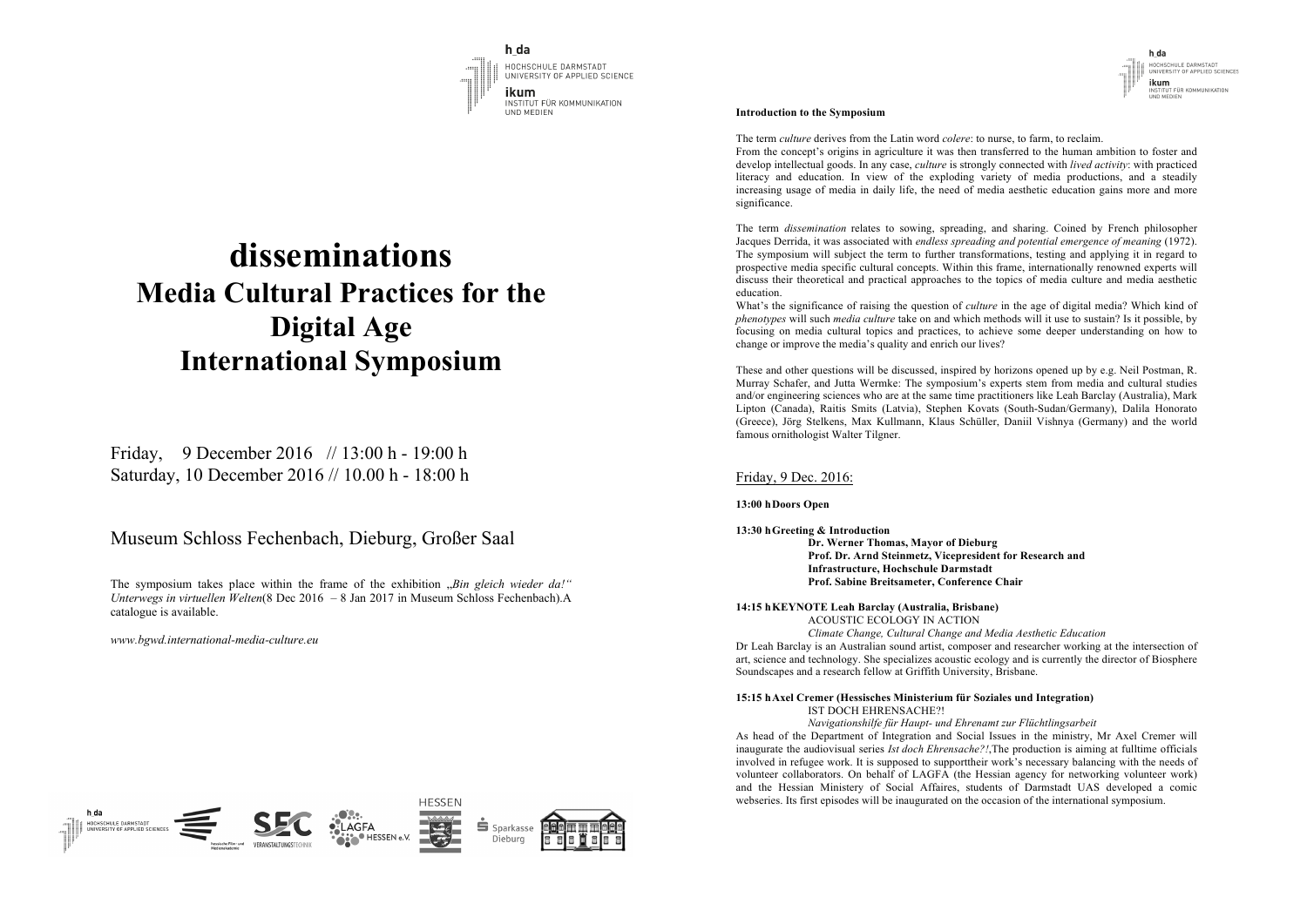# disseminations

## Media Cultural Practices for the Digital Age

## International Symposium

Friday, 9 December 2016 // 13:00 h - 19:00 h
Saturday, 10 December 2016 // 10.00 h - 18:00 h

Museum Schloss Fechenbach, Dieburg, Großer Saal

The symposium takes place within the frame of the exhibition „*Bin gleich wieder da!" Unterwegs in virtuellen Welten*(8 Dec 2016 – 8 Jan 2017 in Museum Schloss Fechenbach).A catalogue is available.

*www.bgwd.international-media-culture.eu*

**Introduction to the Symposium**

The term *culture* derives from the Latin word *colere*: to nurse, to farm, to reclaim.
From the concept's origins in agriculture it was then transferred to the human ambition to foster and develop intellectual goods. In any case, *culture* is strongly connected with *lived activity*: with practiced literacy and education. In view of the exploding variety of media productions, and a steadily increasing usage of media in daily life, the need of media aesthetic education gains more and more significance.

The term *dissemination* relates to sowing, spreading, and sharing. Coined by French philosopher Jacques Derrida, it was associated with *endless spreading and potential emergence of meaning* (1972). The symposium will subject the term to further transformations, testing and applying it in regard to prospective media specific cultural concepts. Within this frame, internationally renowned experts will discuss their theoretical and practical approaches to the topics of media culture and media aesthetic education.
What's the significance of raising the question of *culture* in the age of digital media? Which kind of *phenotypes* will such *media culture* take on and which methods will it use to sustain? Is it possible, by focusing on media cultural topics and practices, to achieve some deeper understanding on how to change or improve the media's quality and enrich our lives?

These and other questions will be discussed, inspired by horizons opened up by e.g. Neil Postman, R. Murray Schafer, and Jutta Wermke: The symposium's experts stem from media and cultural studies and/or engineering sciences who are at the same time practitioners like Leah Barclay (Australia), Mark Lipton (Canada), Raitis Smits (Latvia), Stephen Kovats (South-Sudan/Germany), Dalila Honorato (Greece), Jörg Stelkens, Max Kullmann, Klaus Schüller, Daniil Vishnya (Germany) and the world famous ornithologist Walter Tilgner.

Friday, 9 Dec. 2016:

**13:00 h Doors Open**

**13:30 h Greeting & Introduction**
**Dr. Werner Thomas, Mayor of Dieburg**
**Prof. Dr. Arnd Steinmetz, Vicepresident for Research and Infrastructure, Hochschule Darmstadt**
**Prof. Sabine Breitsameter, Conference Chair**

**14:15 h KEYNOTE Leah Barclay (Australia, Brisbane)**
ACOUSTIC ECOLOGY IN ACTION
*Climate Change, Cultural Change and Media Aesthetic Education*
Dr Leah Barclay is an Australian sound artist, composer and researcher working at the intersection of art, science and technology. She specializes acoustic ecology and is currently the director of Biosphere Soundscapes and a research fellow at Griffith University, Brisbane.

**15:15 h Axel Cremer (Hessisches Ministerium für Soziales und Integration)**
IST DOCH EHRENSACHE?!
*Navigationshilfe für Haupt- und Ehrenamt zur Flüchtlingsarbeit*
As head of the Department of Integration and Social Issues in the ministry, Mr Axel Cremer will inaugurate the audiovisual series *Ist doch Ehrensache?!*,The production is aiming at fulltime officials involved in refugee work. It is supposed to supporttheir work's necessary balancing with the needs of volunteer collaborators. On behalf of LAGFA (the Hessian agency for networking volunteer work) and the Hessian Ministery of Social Affaires, students of Darmstadt UAS developed a comic webseries. Its first episodes will be inaugurated on the occasion of the international symposium.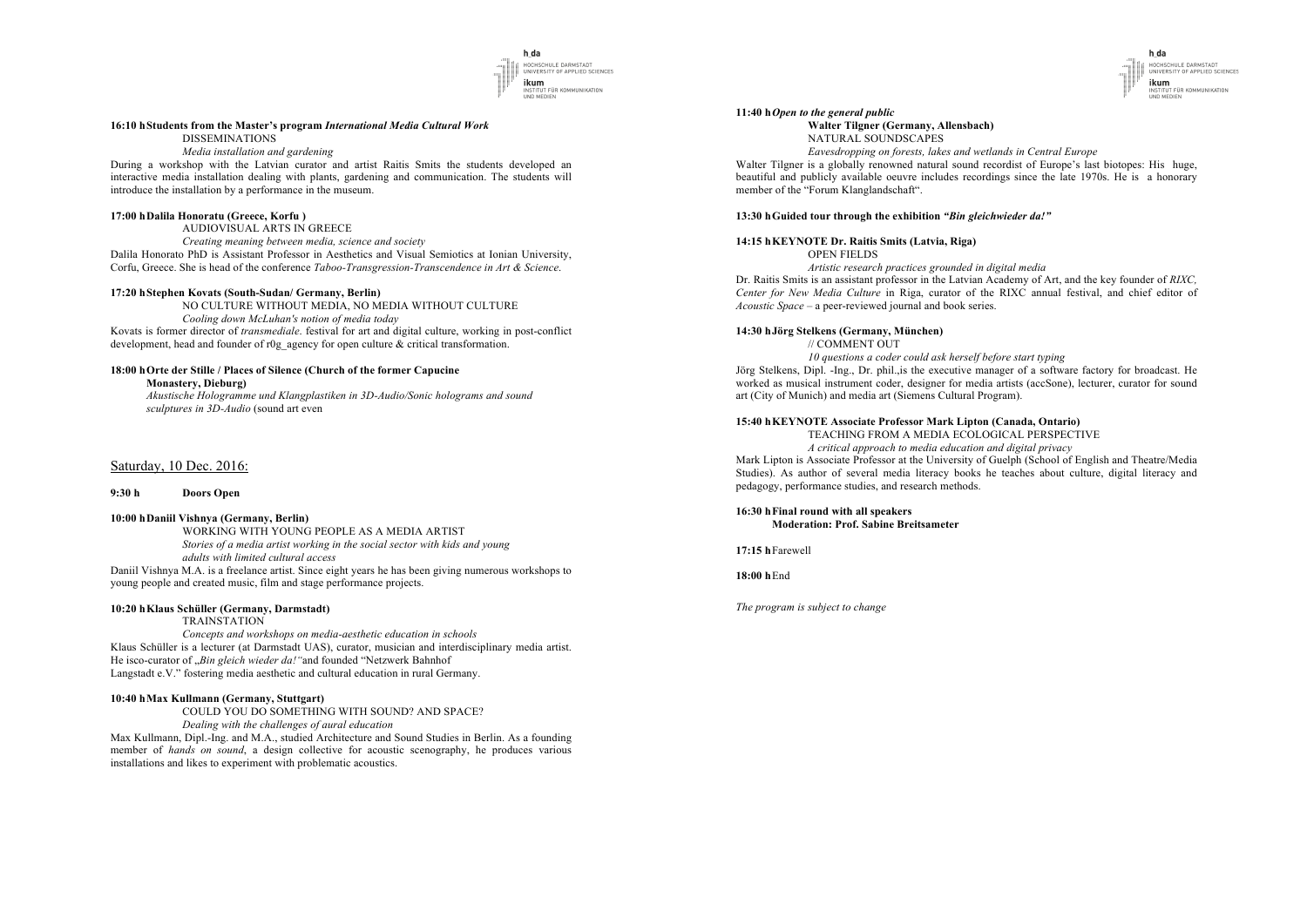**16:10 h Students from the Master's program *International Media Cultural Work***

DISSEMINATIONS

*Media installation and gardening*

During a workshop with the Latvian curator and artist Raitis Smits the students developed an interactive media installation dealing with plants, gardening and communication. The students will introduce the installation by a performance in the museum.

**17:00 h Dalila Honoratu (Greece, Korfu )**

AUDIOVISUAL ARTS IN GREECE

*Creating meaning between media, science and society*

Dalila Honorato PhD is Assistant Professor in Aesthetics and Visual Semiotics at Ionian University, Corfu, Greece. She is head of the conference *Taboo-Transgression-Transcendence in Art & Science*.

**17:20 h Stephen Kovats (South-Sudan/ Germany, Berlin)**

NO CULTURE WITHOUT MEDIA, NO MEDIA WITHOUT CULTURE

*Cooling down McLuhan's notion of media today*

Kovats is former director of *transmediale*. festival for art and digital culture, working in post-conflict development, head and founder of r0g_agency for open culture & critical transformation.

**18:00 h Orte der Stille / Places of Silence (Church of the former Capucine Monastery, Dieburg)**

*Akustische Hologramme und Klangplastiken in 3D-Audio/Sonic holograms and sound sculptures in 3D-Audio* (sound art even

## Saturday, 10 Dec. 2016:

**9:30 h Doors Open**

**10:00 h Daniil Vishnya (Germany, Berlin)**

WORKING WITH YOUNG PEOPLE AS A MEDIA ARTIST

*Stories of a media artist working in the social sector with kids and young adults with limited cultural access*

Daniil Vishnya M.A. is a freelance artist. Since eight years he has been giving numerous workshops to young people and created music, film and stage performance projects.

**10:20 h Klaus Schüller (Germany, Darmstadt)**

TRAINSTATION

*Concepts and workshops on media-aesthetic education in schools*

Klaus Schüller is a lecturer (at Darmstadt UAS), curator, musician and interdisciplinary media artist. He isco-curator of „*Bin gleich wieder da!"* and founded "Netzwerk Bahnhof Langstadt e.V." fostering media aesthetic and cultural education in rural Germany.

**10:40 h Max Kullmann (Germany, Stuttgart)**

COULD YOU DO SOMETHING WITH SOUND? AND SPACE?

*Dealing with the challenges of aural education*

Max Kullmann, Dipl.-Ing. and M.A., studied Architecture and Sound Studies in Berlin. As a founding member of *hands on sound*, a design collective for acoustic scenography, he produces various installations and likes to experiment with problematic acoustics.

**11:40 h *Open to the general public***

**Walter Tilgner (Germany, Allensbach)**

NATURAL SOUNDSCAPES

*Eavesdropping on forests, lakes and wetlands in Central Europe*

Walter Tilgner is a globally renowned natural sound recordist of Europe's last biotopes: His huge, beautiful and publicly available oeuvre includes recordings since the late 1970s. He is a honorary member of the "Forum Klanglandschaft".

**13:30 h Guided tour through the exhibition *"Bin gleichwieder da!"***

**14:15 h KEYNOTE Dr. Raitis Smits (Latvia, Riga)**

OPEN FIELDS

*Artistic research practices grounded in digital media*

Dr. Raitis Smits is an assistant professor in the Latvian Academy of Art, and the key founder of *RIXC, Center for New Media Culture* in Riga, curator of the RIXC annual festival, and chief editor of *Acoustic Space* – a peer-reviewed journal and book series.

**14:30 h Jörg Stelkens (Germany, München)**

// COMMENT OUT

*10 questions a coder could ask herself before start typing*

Jörg Stelkens, Dipl. -Ing., Dr. phil.,is the executive manager of a software factory for broadcast. He worked as musical instrument coder, designer for media artists (accSone), lecturer, curator for sound art (City of Munich) and media art (Siemens Cultural Program).

**15:40 h KEYNOTE Associate Professor Mark Lipton (Canada, Ontario)**

TEACHING FROM A MEDIA ECOLOGICAL PERSPECTIVE

*A critical approach to media education and digital privacy*

Mark Lipton is Associate Professor at the University of Guelph (School of English and Theatre/Media Studies). As author of several media literacy books he teaches about culture, digital literacy and pedagogy, performance studies, and research methods.

**16:30 h Final round with all speakers**

**Moderation: Prof. Sabine Breitsameter**

**17:15 h** Farewell

**18:00 h** End

*The program is subject to change*